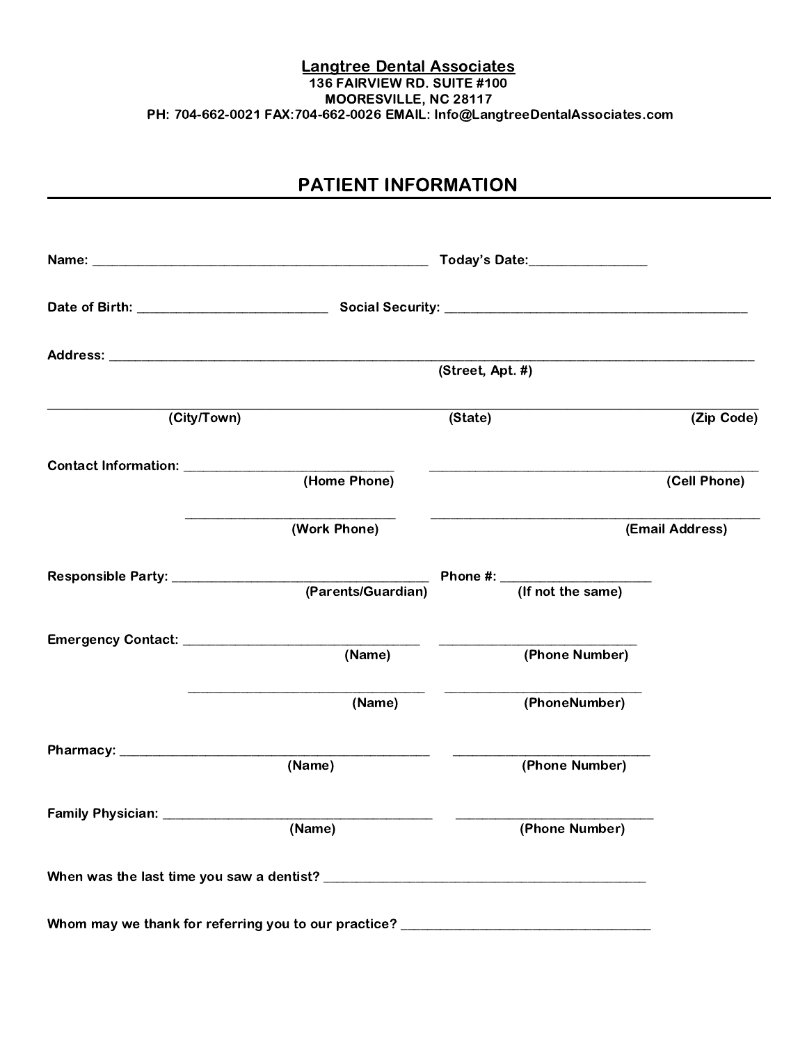**Langtree Dental Associates**
**136 FAIRVIEW RD. SUITE #100**
**MOORESVILLE, NC 28117**
**PH: 704-662-0021 FAX:704-662-0026 EMAIL: Info@LangtreeDentalAssociates.com**

# PATIENT INFORMATION

**Name:** ________________________________________________ **Today's Date:**________________

**Date of Birth:** ___________________________ **Social Security:** ___________________________________________

**Address:** ____________________________________________________________________________________________
**(Street, Apt. #)**

______________________________________________________________________________________________________
**(City/Town)** **(State)** **(Zip Code)**

**Contact Information:** ______________________________ ______________________________________________
**(Home Phone)** **(Cell Phone)**

______________________________ ______________________________________________
**(Work Phone)** **(Email Address)**

**Responsible Party:** ____________________________________ **Phone #:** ____________________
**(Parents/Guardian)** **(If not the same)**

**Emergency Contact:** __________________________________ ____________________________
**(Name)** **(Phone Number)**

__________________________________ ____________________________
**(Name)** **(PhoneNumber)**

**Pharmacy:** ____________________________________________ ____________________________
**(Name)** **(Phone Number)**

**Family Physician:** _____________________________________ ____________________________
**(Name)** **(Phone Number)**

**When was the last time you saw a dentist?** _____________________________________________

**Whom may we thank for referring you to our practice?** ___________________________________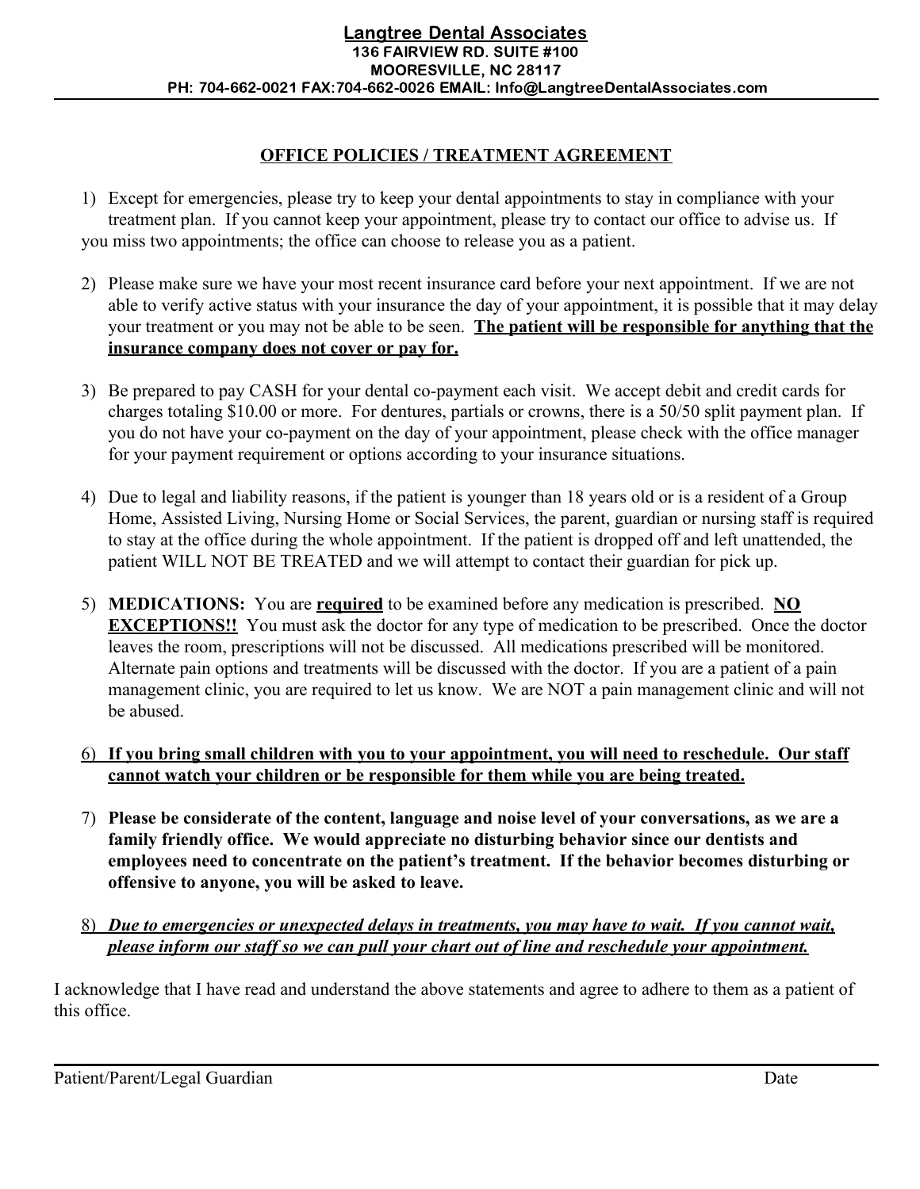**Langtree Dental Associates**
**136 FAIRVIEW RD. SUITE #100**
**MOORESVILLE, NC 28117**
**PH: 704-662-0021 FAX:704-662-0026 EMAIL: Info@LangtreeDentalAssociates.com**

## OFFICE POLICIES / TREATMENT AGREEMENT

1) Except for emergencies, please try to keep your dental appointments to stay in compliance with your treatment plan. If you cannot keep your appointment, please try to contact our office to advise us. If you miss two appointments; the office can choose to release you as a patient.

2) Please make sure we have your most recent insurance card before your next appointment. If we are not able to verify active status with your insurance the day of your appointment, it is possible that it may delay your treatment or you may not be able to be seen. **The patient will be responsible for anything that the insurance company does not cover or pay for.**

3) Be prepared to pay CASH for your dental co-payment each visit. We accept debit and credit cards for charges totaling $10.00 or more. For dentures, partials or crowns, there is a 50/50 split payment plan. If you do not have your co-payment on the day of your appointment, please check with the office manager for your payment requirement or options according to your insurance situations.

4) Due to legal and liability reasons, if the patient is younger than 18 years old or is a resident of a Group Home, Assisted Living, Nursing Home or Social Services, the parent, guardian or nursing staff is required to stay at the office during the whole appointment. If the patient is dropped off and left unattended, the patient WILL NOT BE TREATED and we will attempt to contact their guardian for pick up.

5) **MEDICATIONS:** You are **required** to be examined before any medication is prescribed. **NO EXCEPTIONS!!** You must ask the doctor for any type of medication to be prescribed. Once the doctor leaves the room, prescriptions will not be discussed. All medications prescribed will be monitored. Alternate pain options and treatments will be discussed with the doctor. If you are a patient of a pain management clinic, you are required to let us know. We are NOT a pain management clinic and will not be abused.

6) **If you bring small children with you to your appointment, you will need to reschedule. Our staff cannot watch your children or be responsible for them while you are being treated.**

7) **Please be considerate of the content, language and noise level of your conversations, as we are a family friendly office. We would appreciate no disturbing behavior since our dentists and employees need to concentrate on the patient's treatment. If the behavior becomes disturbing or offensive to anyone, you will be asked to leave.**

8) ***Due to emergencies or unexpected delays in treatments, you may have to wait. If you cannot wait, please inform our staff so we can pull your chart out of line and reschedule your appointment.***

I acknowledge that I have read and understand the above statements and agree to adhere to them as a patient of this office.

______________________________________________

Patient/Parent/Legal Guardian                                        Date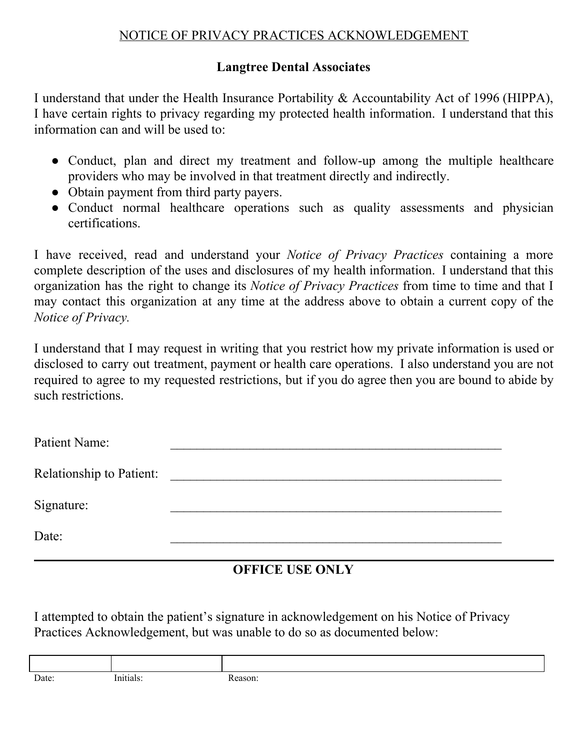# NOTICE OF PRIVACY PRACTICES ACKNOWLEDGEMENT

## Langtree Dental Associates

I understand that under the Health Insurance Portability & Accountability Act of 1996 (HIPPA), I have certain rights to privacy regarding my protected health information. I understand that this information can and will be used to:

- Conduct, plan and direct my treatment and follow-up among the multiple healthcare providers who may be involved in that treatment directly and indirectly.
- Obtain payment from third party payers.
- Conduct normal healthcare operations such as quality assessments and physician certifications.

I have received, read and understand your *Notice of Privacy Practices* containing a more complete description of the uses and disclosures of my health information. I understand that this organization has the right to change its *Notice of Privacy Practices* from time to time and that I may contact this organization at any time at the address above to obtain a current copy of the *Notice of Privacy.*

I understand that I may request in writing that you restrict how my private information is used or disclosed to carry out treatment, payment or health care operations. I also understand you are not required to agree to my requested restrictions, but if you do agree then you are bound to abide by such restrictions.

Patient Name: ____________________________________________________

Relationship to Patient: ____________________________________________________

Signature: ____________________________________________________

Date: ____________________________________________________

---

## OFFICE USE ONLY

I attempted to obtain the patient's signature in acknowledgement on his Notice of Privacy Practices Acknowledgement, but was unable to do so as documented below:

| | | |
|---|---|---|
| | | |
| Date: | Initials: | Reason: |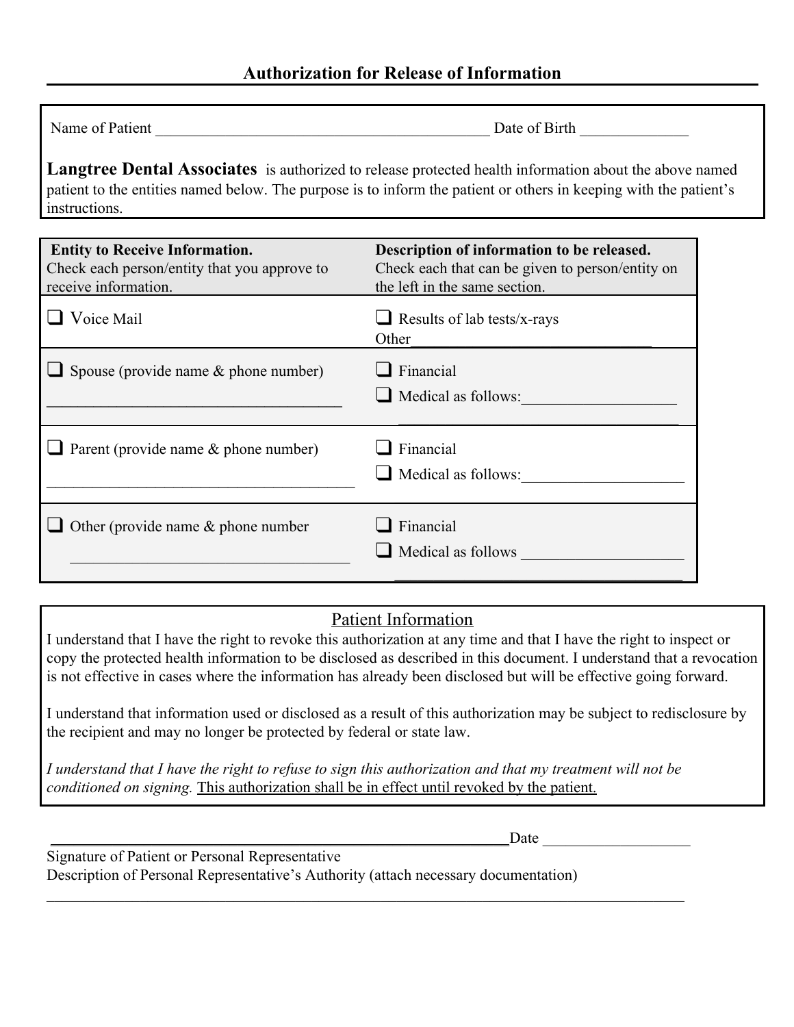## Authorization for Release of Information

Name of Patient ___________________________________________ Date of Birth _____________

**Langtree Dental Associates** is authorized to release protected health information about the above named patient to the entities named below. The purpose is to inform the patient or others in keeping with the patient's instructions.

| **Entity to Receive Information.** Check each person/entity that you approve to receive information. | **Description of information to be released.** Check each that can be given to person/entity on the left in the same section. |
| --- | --- |
| ❑ Voice Mail | ❑ Results of lab tests/x-rays<br>Other______________________________ |
| ❑ Spouse (provide name & phone number)<br>______________________________________ | ❑ Financial<br>❑ Medical as follows:___________________<br>____________________________________ |
| ❑ Parent (provide name & phone number)<br>______________________________________ | ❑ Financial<br>❑ Medical as follows:____________________ |
| ❑ Other (provide name & phone number<br>__________________________________ | ❑ Financial<br>❑ Medical as follows ____________________<br>____________________________________ |

### Patient Information

I understand that I have the right to revoke this authorization at any time and that I have the right to inspect or copy the protected health information to be disclosed as described in this document. I understand that a revocation is not effective in cases where the information has already been disclosed but will be effective going forward.

I understand that information used or disclosed as a result of this authorization may be subject to redisclosure by the recipient and may no longer be protected by federal or state law.

*I understand that I have the right to refuse to sign this authorization and that my treatment will not be conditioned on signing.* <u>This authorization shall be in effect until revoked by the patient.</u>

_____________________________________________________________Date __________________

Signature of Patient or Personal Representative

Description of Personal Representative's Authority (attach necessary documentation)

______________________________________________________________________________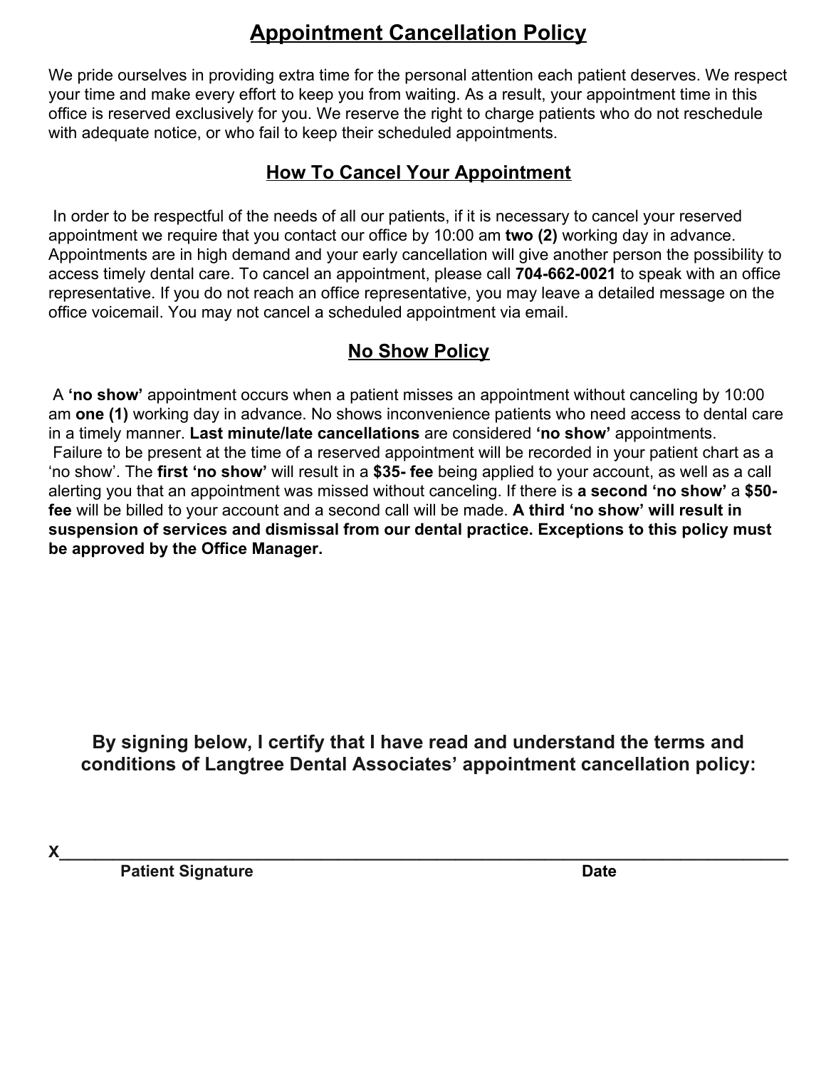# Appointment Cancellation Policy

We pride ourselves in providing extra time for the personal attention each patient deserves. We respect your time and make every effort to keep you from waiting. As a result, your appointment time in this office is reserved exclusively for you. We reserve the right to charge patients who do not reschedule with adequate notice, or who fail to keep their scheduled appointments.

## How To Cancel Your Appointment

In order to be respectful of the needs of all our patients, if it is necessary to cancel your reserved appointment we require that you contact our office by 10:00 am **two (2)** working day in advance. Appointments are in high demand and your early cancellation will give another person the possibility to access timely dental care. To cancel an appointment, please call **704-662-0021** to speak with an office representative. If you do not reach an office representative, you may leave a detailed message on the office voicemail. You may not cancel a scheduled appointment via email.

## No Show Policy

A **'no show'** appointment occurs when a patient misses an appointment without canceling by 10:00 am **one (1)** working day in advance. No shows inconvenience patients who need access to dental care in a timely manner. **Last minute/late cancellations** are considered **'no show'** appointments.
Failure to be present at the time of a reserved appointment will be recorded in your patient chart as a 'no show'. The **first 'no show'** will result in a **$35- fee** being applied to your account, as well as a call alerting you that an appointment was missed without canceling. If there is **a second 'no show'** a **$50- fee** will be billed to your account and a second call will be made. **A third 'no show' will result in suspension of services and dismissal from our dental practice. Exceptions to this policy must be approved by the Office Manager.**

**By signing below, I certify that I have read and understand the terms and conditions of Langtree Dental Associates' appointment cancellation policy:**

X________________________________________________________________________

**Patient Signature** **Date**